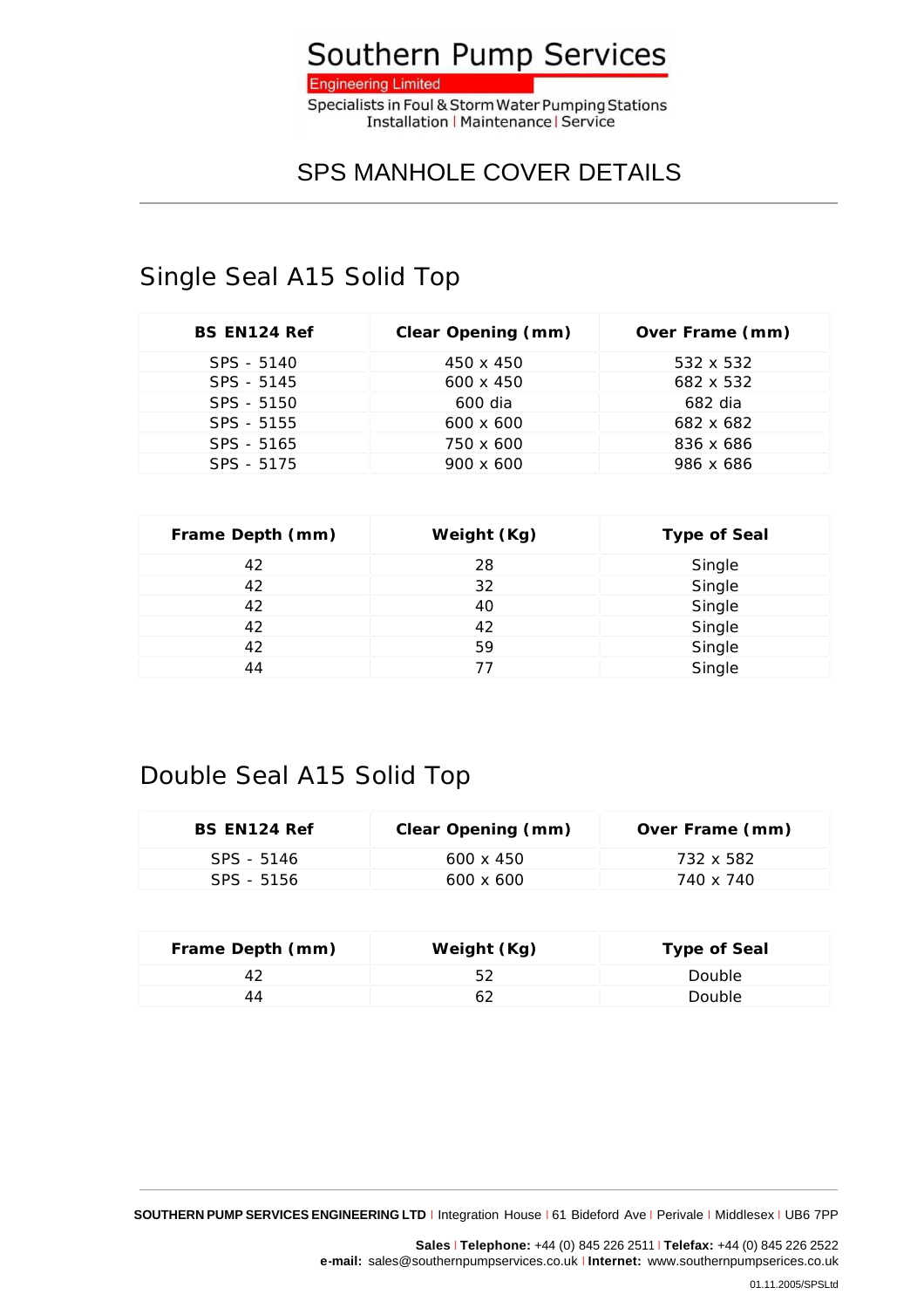# Southern Pump Services

Engineering Limited

Specialists in Foul & Storm Water Pumping Stations
Installation | Maintenance | Service

## SPS MANHOLE COVER DETAILS

### Single Seal A15 Solid Top

| BS EN124 Ref | Clear Opening (mm) | Over Frame (mm) |
|---|---|---|
| SPS - 5140 | 450 x 450 | 532 x 532 |
| SPS - 5145 | 600 x 450 | 682 x 532 |
| SPS - 5150 | 600 dia | 682 dia |
| SPS - 5155 | 600 x 600 | 682 x 682 |
| SPS - 5165 | 750 x 600 | 836 x 686 |
| SPS - 5175 | 900 x 600 | 986 x 686 |

| Frame Depth (mm) | Weight (Kg) | Type of Seal |
|---|---|---|
| 42 | 28 | Single |
| 42 | 32 | Single |
| 42 | 40 | Single |
| 42 | 42 | Single |
| 42 | 59 | Single |
| 44 | 77 | Single |

### Double Seal A15 Solid Top

| BS EN124 Ref | Clear Opening (mm) | Over Frame (mm) |
|---|---|---|
| SPS - 5146 | 600 x 450 | 732 x 582 |
| SPS - 5156 | 600 x 600 | 740 x 740 |

| Frame Depth (mm) | Weight (Kg) | Type of Seal |
|---|---|---|
| 42 | 52 | Double |
| 44 | 62 | Double |

**SOUTHERN PUMP SERVICES ENGINEERING LTD** | Integration House | 61 Bideford Ave | Perivale | Middlesex | UB6 7PP

**Sales** | **Telephone:** +44 (0) 845 226 2511 | **Telefax:** +44 (0) 845 226 2522
**e-mail:** sales@southernpumpservices.co.uk | **Internet:** www.southernpumpserices.co.uk

01.11.2005/SPSLtd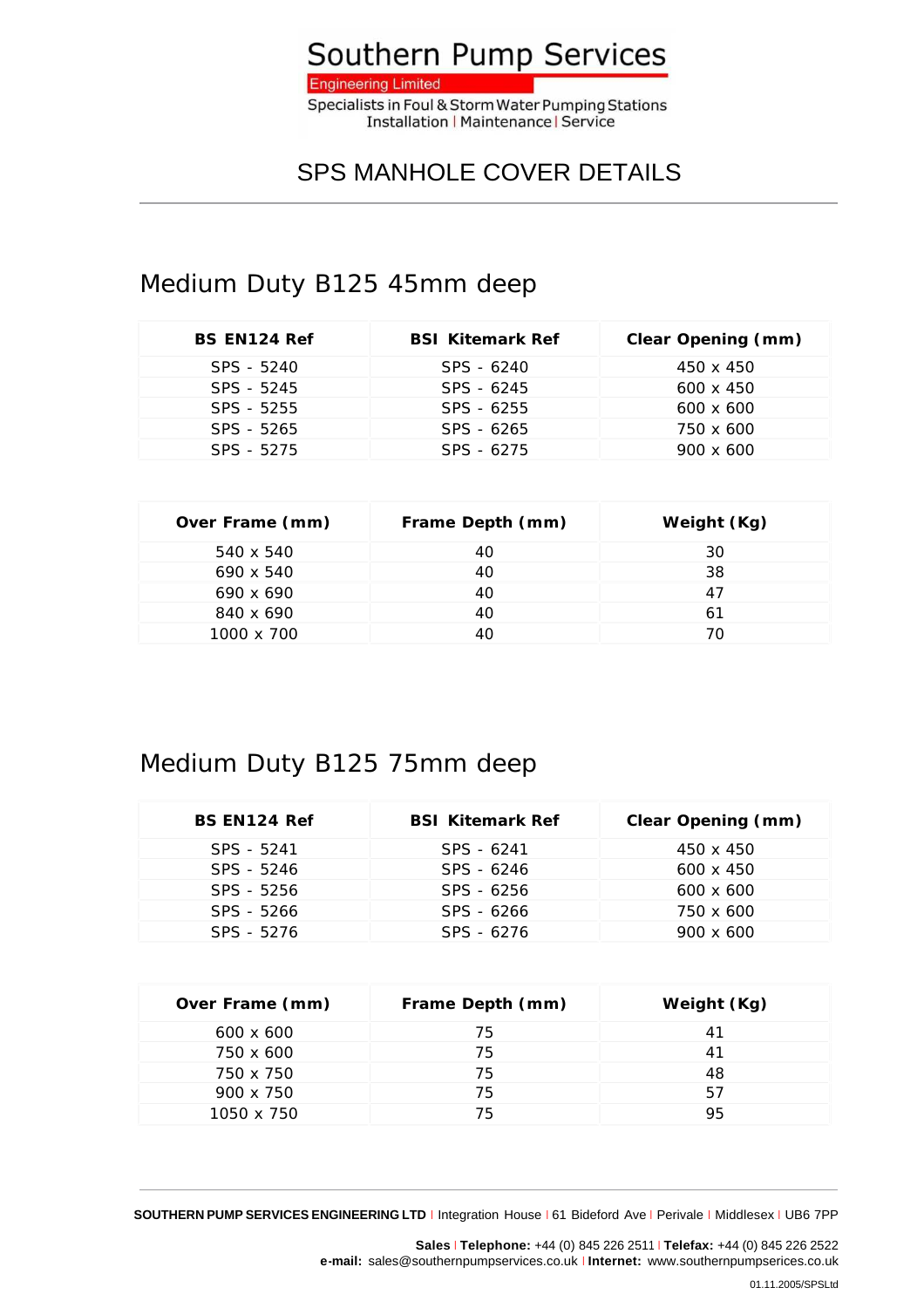# Southern Pump Services

Engineering Limited

Specialists in Foul & Storm Water Pumping Stations
Installation | Maintenance | Service

## SPS MANHOLE COVER DETAILS

### Medium Duty B125 45mm deep

| BS EN124 Ref | BSI Kitemark Ref | Clear Opening (mm) |
|---|---|---|
| SPS - 5240 | SPS - 6240 | 450 x 450 |
| SPS - 5245 | SPS - 6245 | 600 x 450 |
| SPS - 5255 | SPS - 6255 | 600 x 600 |
| SPS - 5265 | SPS - 6265 | 750 x 600 |
| SPS - 5275 | SPS - 6275 | 900 x 600 |

| Over Frame (mm) | Frame Depth (mm) | Weight (Kg) |
|---|---|---|
| 540 x 540 | 40 | 30 |
| 690 x 540 | 40 | 38 |
| 690 x 690 | 40 | 47 |
| 840 x 690 | 40 | 61 |
| 1000 x 700 | 40 | 70 |

### Medium Duty B125 75mm deep

| BS EN124 Ref | BSI Kitemark Ref | Clear Opening (mm) |
|---|---|---|
| SPS - 5241 | SPS - 6241 | 450 x 450 |
| SPS - 5246 | SPS - 6246 | 600 x 450 |
| SPS - 5256 | SPS - 6256 | 600 x 600 |
| SPS - 5266 | SPS - 6266 | 750 x 600 |
| SPS - 5276 | SPS - 6276 | 900 x 600 |

| Over Frame (mm) | Frame Depth (mm) | Weight (Kg) |
|---|---|---|
| 600 x 600 | 75 | 41 |
| 750 x 600 | 75 | 41 |
| 750 x 750 | 75 | 48 |
| 900 x 750 | 75 | 57 |
| 1050 x 750 | 75 | 95 |

**SOUTHERN PUMP SERVICES ENGINEERING LTD** | Integration House | 61 Bideford Ave | Perivale | Middlesex | UB6 7PP

**Sales** | **Telephone:** +44 (0) 845 226 2511 | **Telefax:** +44 (0) 845 226 2522
**e-mail:** sales@southernpumpservices.co.uk | **Internet:** www.southernpumpservices.co.uk

01.11.2005/SPSLtd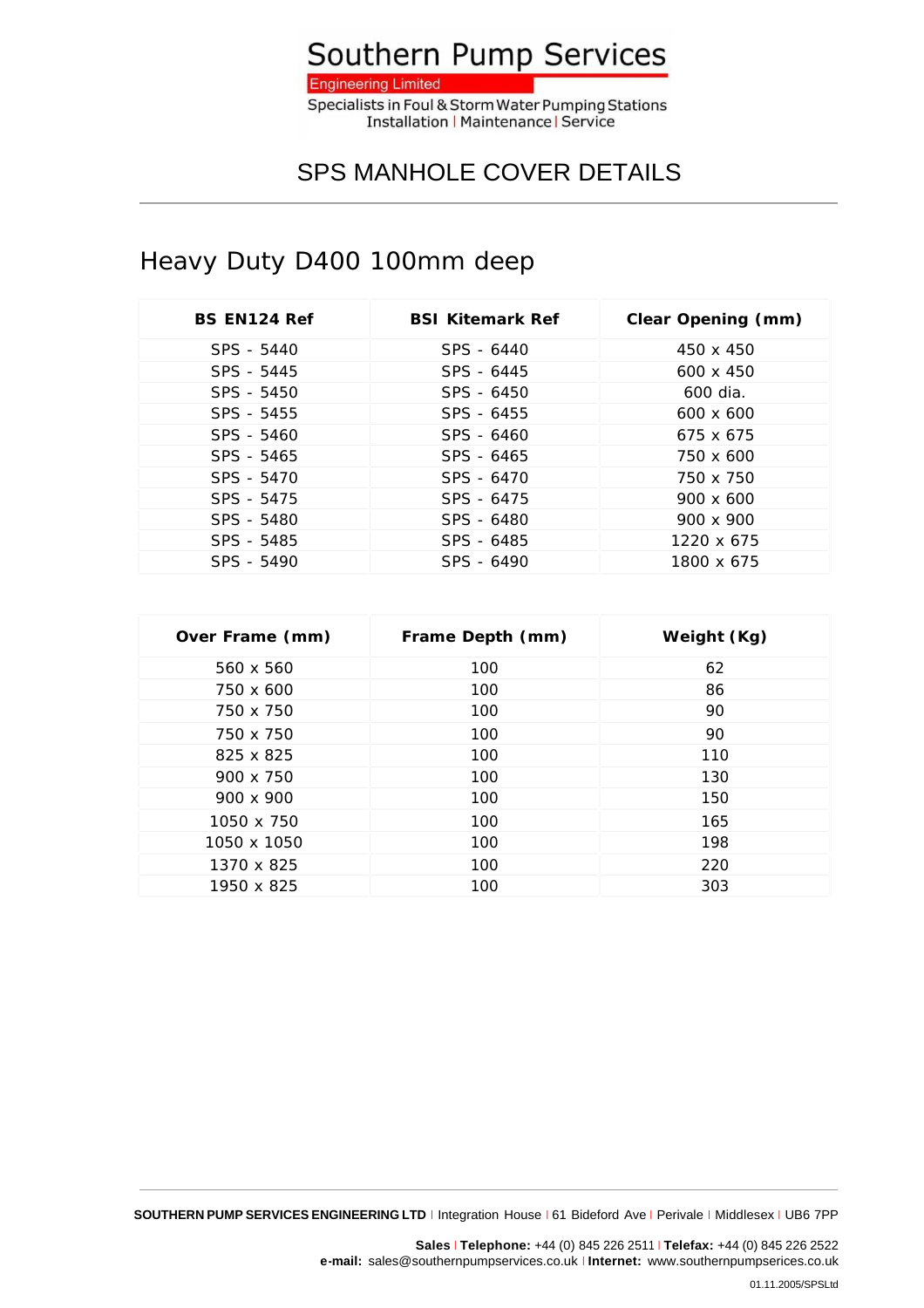# Southern Pump Services

Engineering Limited

Specialists in Foul & Storm Water Pumping Stations
Installation | Maintenance | Service

## SPS MANHOLE COVER DETAILS

### Heavy Duty D400 100mm deep

| BS EN124 Ref | BSI Kitemark Ref | Clear Opening (mm) |
|---|---|---|
| SPS - 5440 | SPS - 6440 | 450 x 450 |
| SPS - 5445 | SPS - 6445 | 600 x 450 |
| SPS - 5450 | SPS - 6450 | 600 dia. |
| SPS - 5455 | SPS - 6455 | 600 x 600 |
| SPS - 5460 | SPS - 6460 | 675 x 675 |
| SPS - 5465 | SPS - 6465 | 750 x 600 |
| SPS - 5470 | SPS - 6470 | 750 x 750 |
| SPS - 5475 | SPS - 6475 | 900 x 600 |
| SPS - 5480 | SPS - 6480 | 900 x 900 |
| SPS - 5485 | SPS - 6485 | 1220 x 675 |
| SPS - 5490 | SPS - 6490 | 1800 x 675 |

| Over Frame (mm) | Frame Depth (mm) | Weight (Kg) |
|---|---|---|
| 560 x 560 | 100 | 62 |
| 750 x 600 | 100 | 86 |
| 750 x 750 | 100 | 90 |
| 750 x 750 | 100 | 90 |
| 825 x 825 | 100 | 110 |
| 900 x 750 | 100 | 130 |
| 900 x 900 | 100 | 150 |
| 1050 x 750 | 100 | 165 |
| 1050 x 1050 | 100 | 198 |
| 1370 x 825 | 100 | 220 |
| 1950 x 825 | 100 | 303 |

**SOUTHERN PUMP SERVICES ENGINEERING LTD** | Integration House | 61 Bideford Ave | Perivale | Middlesex | UB6 7PP

**Sales** | **Telephone:** +44 (0) 845 226 2511 | **Telefax:** +44 (0) 845 226 2522
**e-mail:** sales@southernpumpservices.co.uk | **Internet:** www.southernpumpserices.co.uk

01.11.2005/SPSLtd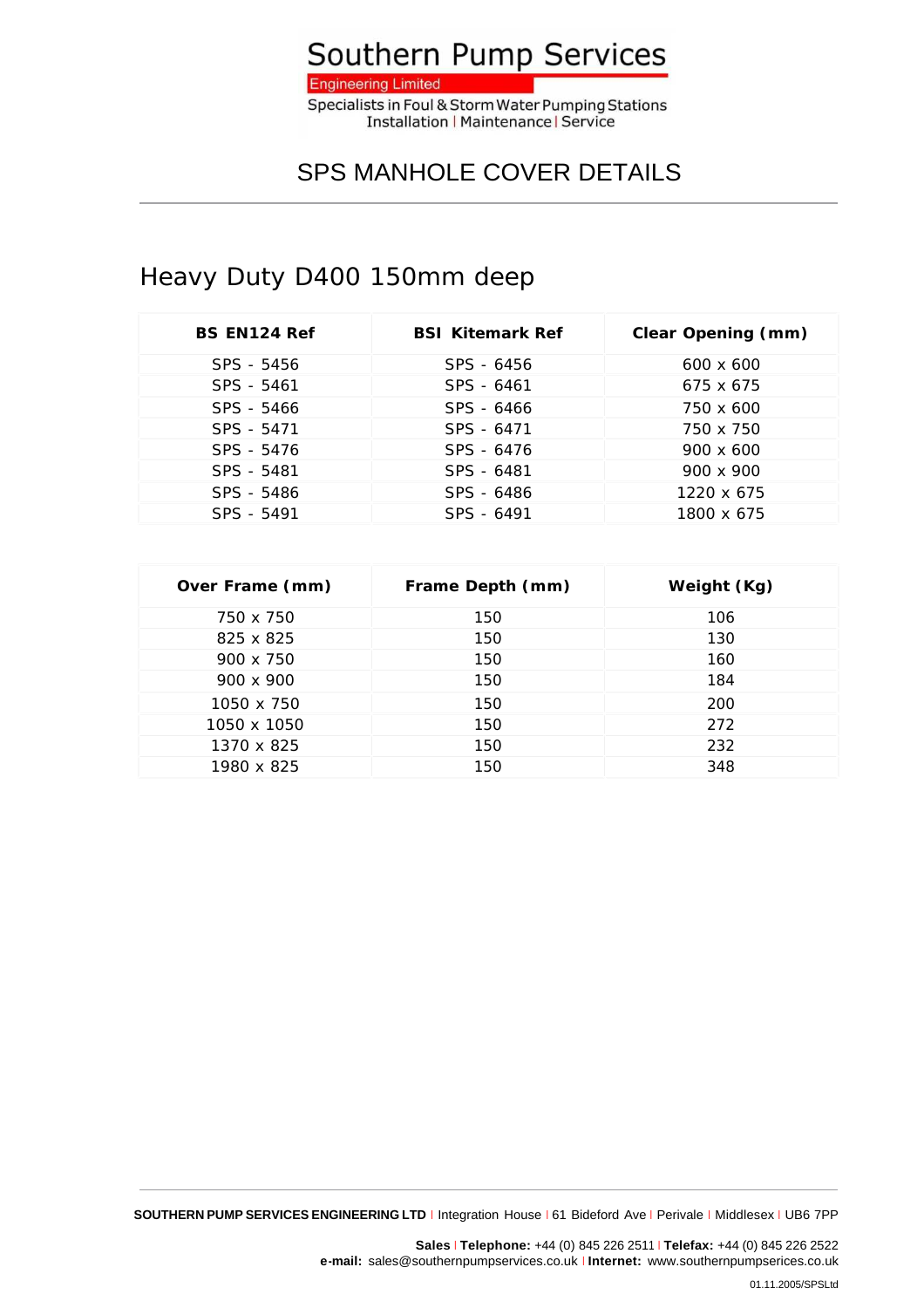Southern Pump Services

Engineering Limited

Specialists in Foul & Storm Water Pumping Stations
Installation | Maintenance | Service

# SPS MANHOLE COVER DETAILS

## Heavy Duty D400 150mm deep

| BS EN124 Ref | BSI Kitemark Ref | Clear Opening (mm) |
|---|---|---|
| SPS - 5456 | SPS - 6456 | 600 x 600 |
| SPS - 5461 | SPS - 6461 | 675 x 675 |
| SPS - 5466 | SPS - 6466 | 750 x 600 |
| SPS - 5471 | SPS - 6471 | 750 x 750 |
| SPS - 5476 | SPS - 6476 | 900 x 600 |
| SPS - 5481 | SPS - 6481 | 900 x 900 |
| SPS - 5486 | SPS - 6486 | 1220 x 675 |
| SPS - 5491 | SPS - 6491 | 1800 x 675 |

| Over Frame (mm) | Frame Depth (mm) | Weight (Kg) |
|---|---|---|
| 750 x 750 | 150 | 106 |
| 825 x 825 | 150 | 130 |
| 900 x 750 | 150 | 160 |
| 900 x 900 | 150 | 184 |
| 1050 x 750 | 150 | 200 |
| 1050 x 1050 | 150 | 272 |
| 1370 x 825 | 150 | 232 |
| 1980 x 825 | 150 | 348 |

**SOUTHERN PUMP SERVICES ENGINEERING LTD** | Integration House | 61 Bideford Ave | Perivale | Middlesex | UB6 7PP

**Sales** | **Telephone:** +44 (0) 845 226 2511 | **Telefax:** +44 (0) 845 226 2522
**e-mail:** sales@southernpumpservices.co.uk | **Internet:** www.southernpumpservices.co.uk

01.11.2005/SPSLtd